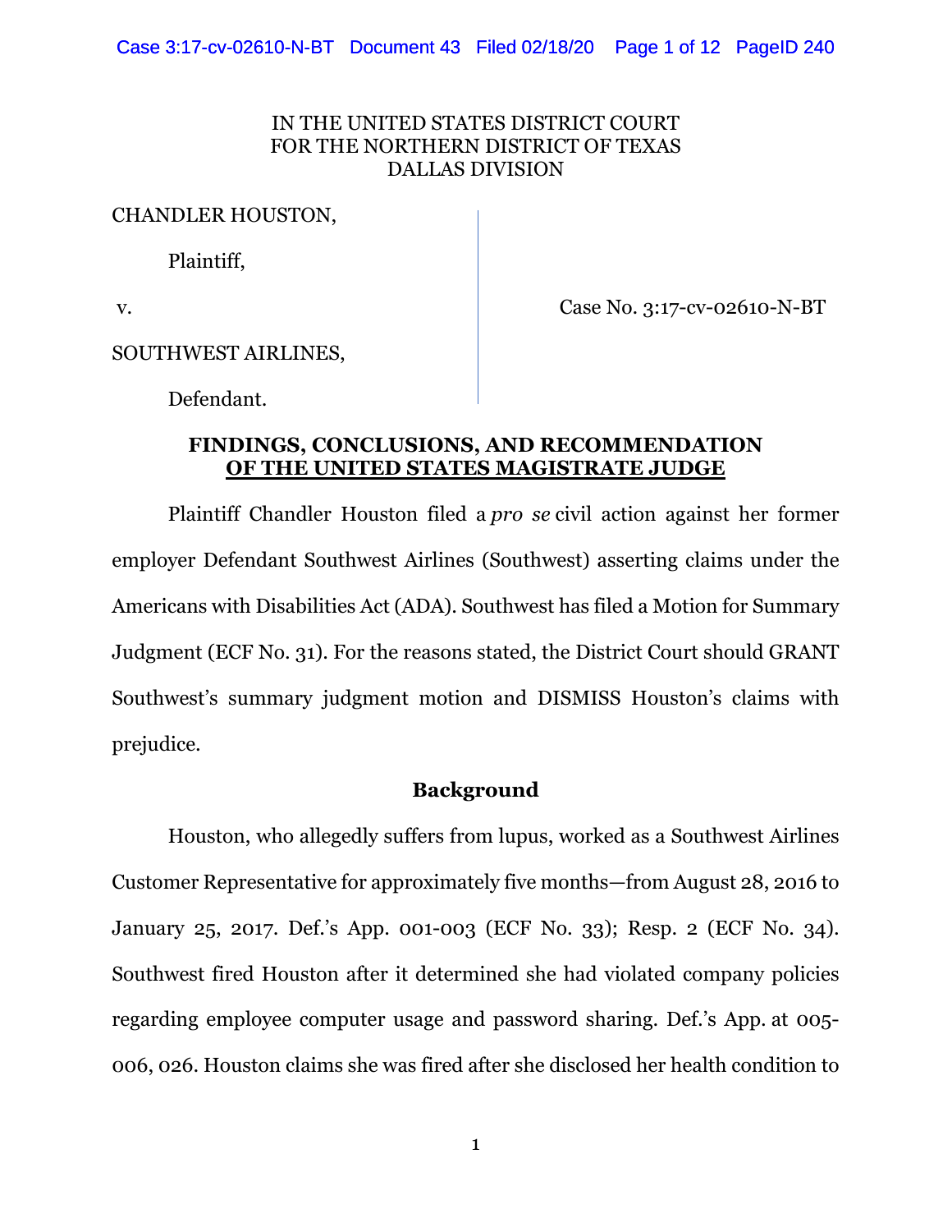IN THE UNITED STATES DISTRICT COURT
FOR THE NORTHERN DISTRICT OF TEXAS
DALLAS DIVISION

CHANDLER HOUSTON,

Plaintiff,

v.

SOUTHWEST AIRLINES,

Defendant.

Case No. 3:17-cv-02610-N-BT

**FINDINGS, CONCLUSIONS, AND RECOMMENDATION OF THE UNITED STATES MAGISTRATE JUDGE**

Plaintiff Chandler Houston filed a *pro se* civil action against her former employer Defendant Southwest Airlines (Southwest) asserting claims under the Americans with Disabilities Act (ADA). Southwest has filed a Motion for Summary Judgment (ECF No. 31). For the reasons stated, the District Court should GRANT Southwest's summary judgment motion and DISMISS Houston's claims with prejudice.

## Background

Houston, who allegedly suffers from lupus, worked as a Southwest Airlines Customer Representative for approximately five months—from August 28, 2016 to January 25, 2017. Def.'s App. 001-003 (ECF No. 33); Resp. 2 (ECF No. 34). Southwest fired Houston after it determined she had violated company policies regarding employee computer usage and password sharing. Def.'s App. at 005-006, 026. Houston claims she was fired after she disclosed her health condition to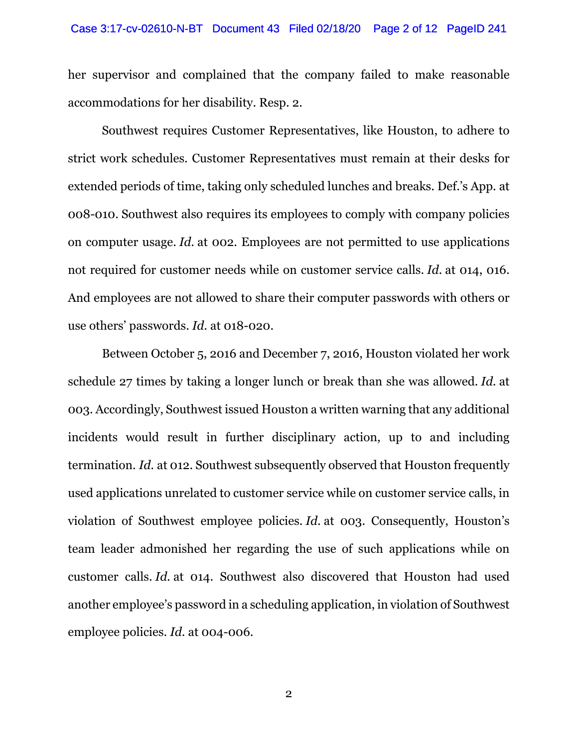her supervisor and complained that the company failed to make reasonable accommodations for her disability. Resp. 2.

Southwest requires Customer Representatives, like Houston, to adhere to strict work schedules. Customer Representatives must remain at their desks for extended periods of time, taking only scheduled lunches and breaks. Def.'s App. at 008-010. Southwest also requires its employees to comply with company policies on computer usage. *Id.* at 002. Employees are not permitted to use applications not required for customer needs while on customer service calls. *Id.* at 014, 016. And employees are not allowed to share their computer passwords with others or use others' passwords. *Id.* at 018-020.

Between October 5, 2016 and December 7, 2016, Houston violated her work schedule 27 times by taking a longer lunch or break than she was allowed. *Id.* at 003. Accordingly, Southwest issued Houston a written warning that any additional incidents would result in further disciplinary action, up to and including termination. *Id.* at 012. Southwest subsequently observed that Houston frequently used applications unrelated to customer service while on customer service calls, in violation of Southwest employee policies. *Id.* at 003. Consequently, Houston's team leader admonished her regarding the use of such applications while on customer calls. *Id.* at 014. Southwest also discovered that Houston had used another employee's password in a scheduling application, in violation of Southwest employee policies. *Id.* at 004-006.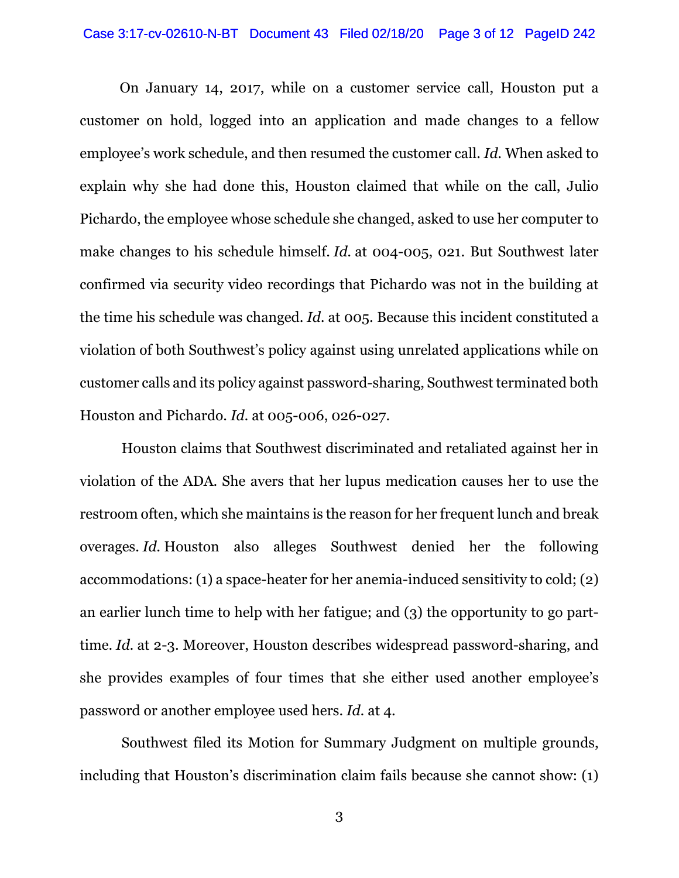On January 14, 2017, while on a customer service call, Houston put a customer on hold, logged into an application and made changes to a fellow employee's work schedule, and then resumed the customer call. *Id.* When asked to explain why she had done this, Houston claimed that while on the call, Julio Pichardo, the employee whose schedule she changed, asked to use her computer to make changes to his schedule himself. *Id.* at 004-005, 021. But Southwest later confirmed via security video recordings that Pichardo was not in the building at the time his schedule was changed. *Id.* at 005. Because this incident constituted a violation of both Southwest's policy against using unrelated applications while on customer calls and its policy against password-sharing, Southwest terminated both Houston and Pichardo. *Id.* at 005-006, 026-027.

Houston claims that Southwest discriminated and retaliated against her in violation of the ADA. She avers that her lupus medication causes her to use the restroom often, which she maintains is the reason for her frequent lunch and break overages. *Id.* Houston also alleges Southwest denied her the following accommodations: (1) a space-heater for her anemia-induced sensitivity to cold; (2) an earlier lunch time to help with her fatigue; and (3) the opportunity to go part-time. *Id.* at 2-3. Moreover, Houston describes widespread password-sharing, and she provides examples of four times that she either used another employee's password or another employee used hers. *Id.* at 4.

Southwest filed its Motion for Summary Judgment on multiple grounds, including that Houston's discrimination claim fails because she cannot show: (1)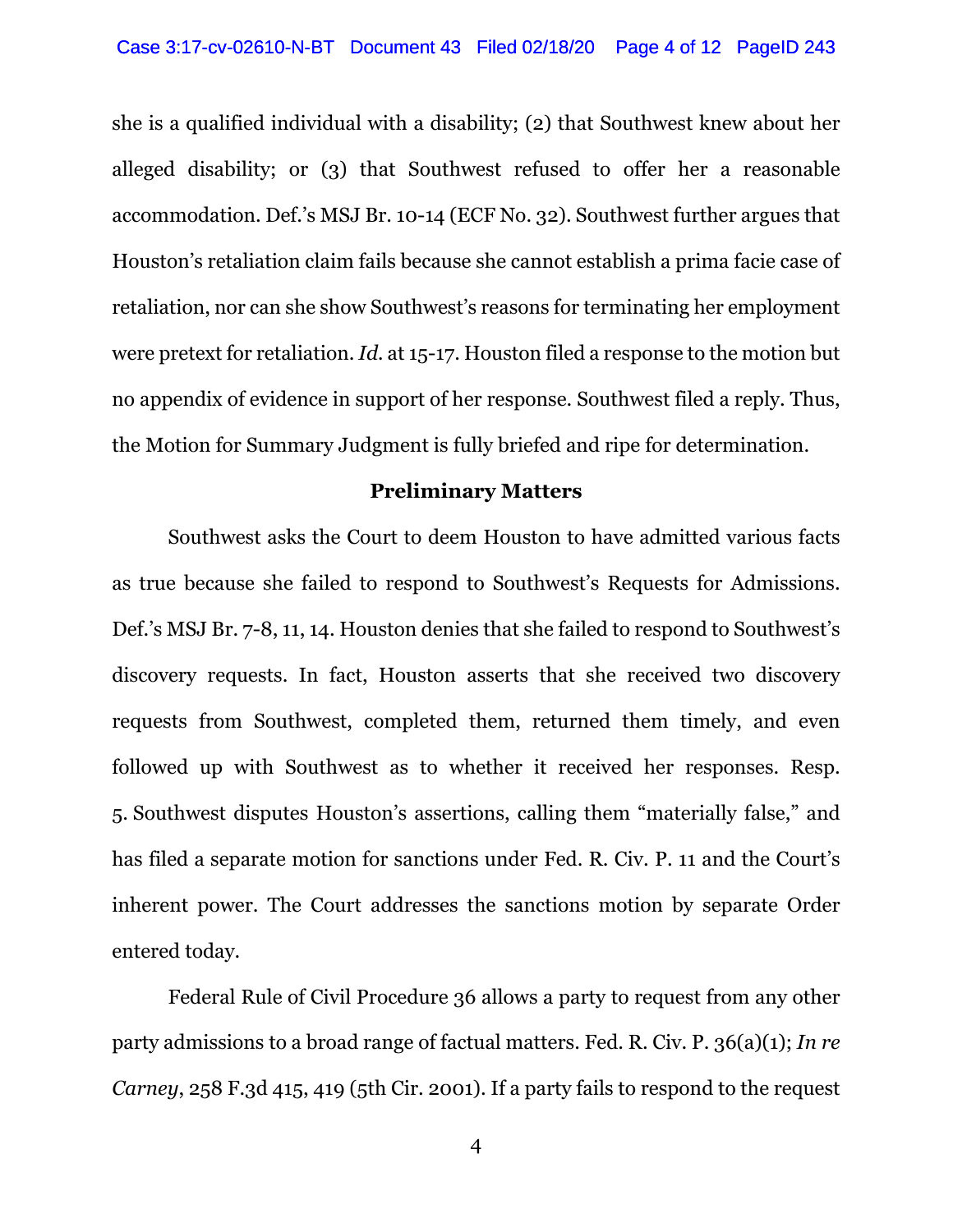she is a qualified individual with a disability; (2) that Southwest knew about her alleged disability; or (3) that Southwest refused to offer her a reasonable accommodation. Def.'s MSJ Br. 10-14 (ECF No. 32). Southwest further argues that Houston's retaliation claim fails because she cannot establish a prima facie case of retaliation, nor can she show Southwest's reasons for terminating her employment were pretext for retaliation. *Id.* at 15-17. Houston filed a response to the motion but no appendix of evidence in support of her response. Southwest filed a reply. Thus, the Motion for Summary Judgment is fully briefed and ripe for determination.

## Preliminary Matters

Southwest asks the Court to deem Houston to have admitted various facts as true because she failed to respond to Southwest's Requests for Admissions. Def.'s MSJ Br. 7-8, 11, 14. Houston denies that she failed to respond to Southwest's discovery requests. In fact, Houston asserts that she received two discovery requests from Southwest, completed them, returned them timely, and even followed up with Southwest as to whether it received her responses. Resp. 5. Southwest disputes Houston's assertions, calling them "materially false," and has filed a separate motion for sanctions under Fed. R. Civ. P. 11 and the Court's inherent power. The Court addresses the sanctions motion by separate Order entered today.

Federal Rule of Civil Procedure 36 allows a party to request from any other party admissions to a broad range of factual matters. Fed. R. Civ. P. 36(a)(1); *In re Carney*, 258 F.3d 415, 419 (5th Cir. 2001). If a party fails to respond to the request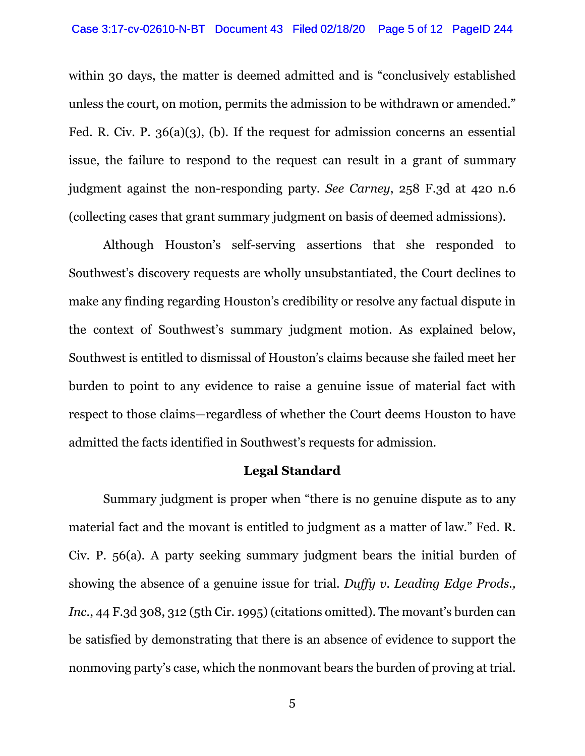within 30 days, the matter is deemed admitted and is "conclusively established unless the court, on motion, permits the admission to be withdrawn or amended." Fed. R. Civ. P. 36(a)(3), (b). If the request for admission concerns an essential issue, the failure to respond to the request can result in a grant of summary judgment against the non-responding party. *See Carney*, 258 F.3d at 420 n.6 (collecting cases that grant summary judgment on basis of deemed admissions).

Although Houston's self-serving assertions that she responded to Southwest's discovery requests are wholly unsubstantiated, the Court declines to make any finding regarding Houston's credibility or resolve any factual dispute in the context of Southwest's summary judgment motion. As explained below, Southwest is entitled to dismissal of Houston's claims because she failed meet her burden to point to any evidence to raise a genuine issue of material fact with respect to those claims—regardless of whether the Court deems Houston to have admitted the facts identified in Southwest's requests for admission.

**Legal Standard**

Summary judgment is proper when "there is no genuine dispute as to any material fact and the movant is entitled to judgment as a matter of law." Fed. R. Civ. P. 56(a). A party seeking summary judgment bears the initial burden of showing the absence of a genuine issue for trial. *Duffy v. Leading Edge Prods., Inc.*, 44 F.3d 308, 312 (5th Cir. 1995) (citations omitted). The movant's burden can be satisfied by demonstrating that there is an absence of evidence to support the nonmoving party's case, which the nonmovant bears the burden of proving at trial.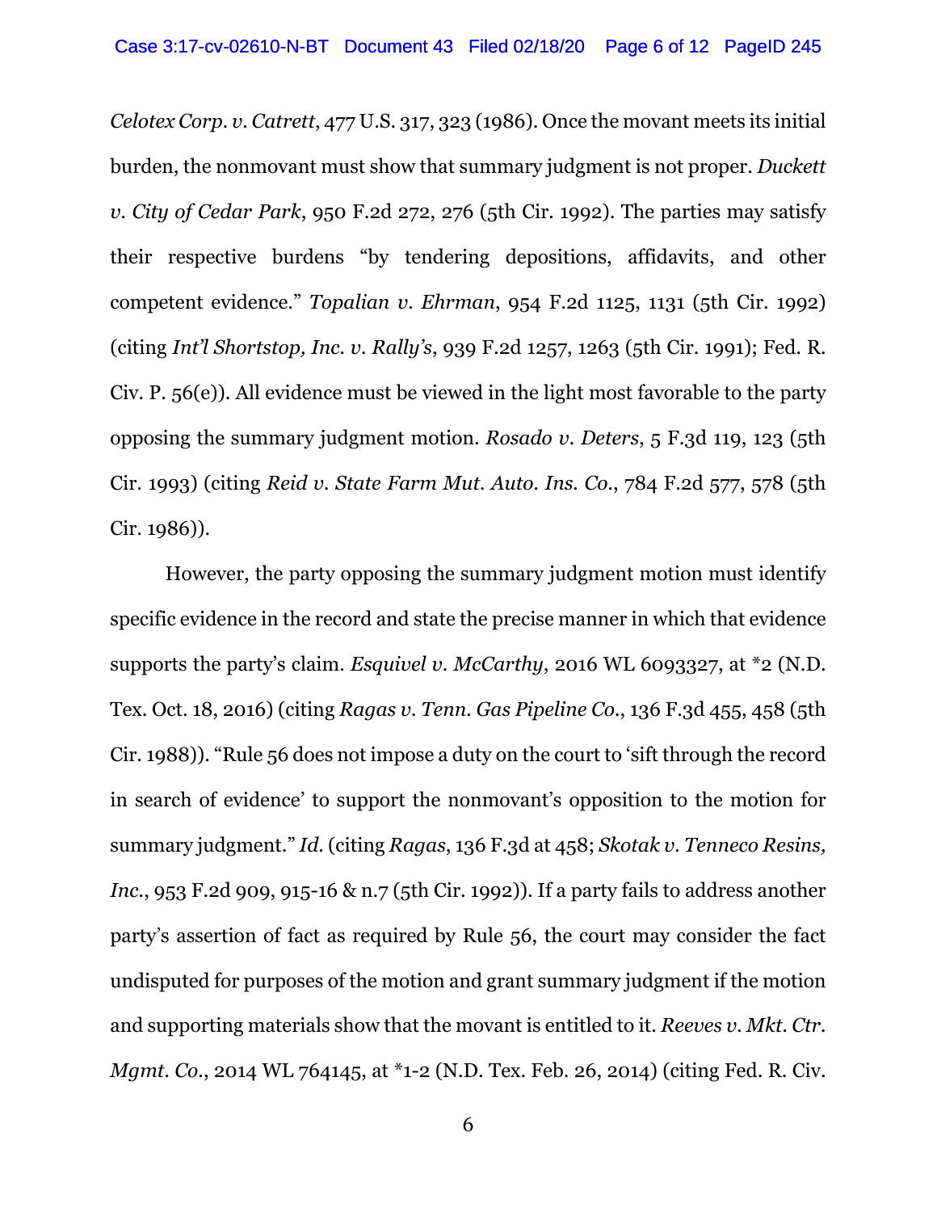*Celotex Corp. v. Catrett*, 477 U.S. 317, 323 (1986). Once the movant meets its initial burden, the nonmovant must show that summary judgment is not proper. *Duckett v. City of Cedar Park*, 950 F.2d 272, 276 (5th Cir. 1992). The parties may satisfy their respective burdens "by tendering depositions, affidavits, and other competent evidence." *Topalian v. Ehrman*, 954 F.2d 1125, 1131 (5th Cir. 1992) (citing *Int'l Shortstop, Inc. v. Rally's*, 939 F.2d 1257, 1263 (5th Cir. 1991); Fed. R. Civ. P. 56(e)). All evidence must be viewed in the light most favorable to the party opposing the summary judgment motion. *Rosado v. Deters*, 5 F.3d 119, 123 (5th Cir. 1993) (citing *Reid v. State Farm Mut. Auto. Ins. Co.*, 784 F.2d 577, 578 (5th Cir. 1986)).

However, the party opposing the summary judgment motion must identify specific evidence in the record and state the precise manner in which that evidence supports the party's claim. *Esquivel v. McCarthy*, 2016 WL 6093327, at *2 (N.D. Tex. Oct. 18, 2016) (citing *Ragas v. Tenn. Gas Pipeline Co.*, 136 F.3d 455, 458 (5th Cir. 1988)). "Rule 56 does not impose a duty on the court to 'sift through the record in search of evidence' to support the nonmovant's opposition to the motion for summary judgment." *Id.* (citing *Ragas*, 136 F.3d at 458; *Skotak v. Tenneco Resins, Inc.*, 953 F.2d 909, 915-16 & n.7 (5th Cir. 1992)). If a party fails to address another party's assertion of fact as required by Rule 56, the court may consider the fact undisputed for purposes of the motion and grant summary judgment if the motion and supporting materials show that the movant is entitled to it. *Reeves v. Mkt. Ctr. Mgmt. Co.*, 2014 WL 764145, at *1-2 (N.D. Tex. Feb. 26, 2014) (citing Fed. R. Civ.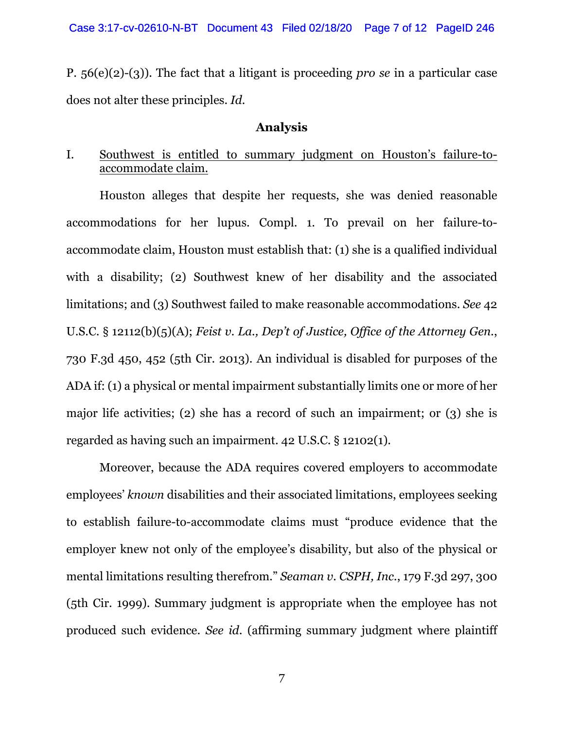P. 56(e)(2)-(3)). The fact that a litigant is proceeding *pro se* in a particular case does not alter these principles. *Id.*

## Analysis

I. Southwest is entitled to summary judgment on Houston's failure-to-accommodate claim.

Houston alleges that despite her requests, she was denied reasonable accommodations for her lupus. Compl. 1. To prevail on her failure-to-accommodate claim, Houston must establish that: (1) she is a qualified individual with a disability; (2) Southwest knew of her disability and the associated limitations; and (3) Southwest failed to make reasonable accommodations. *See* 42 U.S.C. § 12112(b)(5)(A); *Feist v. La., Dep't of Justice, Office of the Attorney Gen.*, 730 F.3d 450, 452 (5th Cir. 2013). An individual is disabled for purposes of the ADA if: (1) a physical or mental impairment substantially limits one or more of her major life activities; (2) she has a record of such an impairment; or (3) she is regarded as having such an impairment. 42 U.S.C. § 12102(1).

Moreover, because the ADA requires covered employers to accommodate employees' *known* disabilities and their associated limitations, employees seeking to establish failure-to-accommodate claims must "produce evidence that the employer knew not only of the employee's disability, but also of the physical or mental limitations resulting therefrom." *Seaman v. CSPH, Inc.*, 179 F.3d 297, 300 (5th Cir. 1999). Summary judgment is appropriate when the employee has not produced such evidence. *See id.* (affirming summary judgment where plaintiff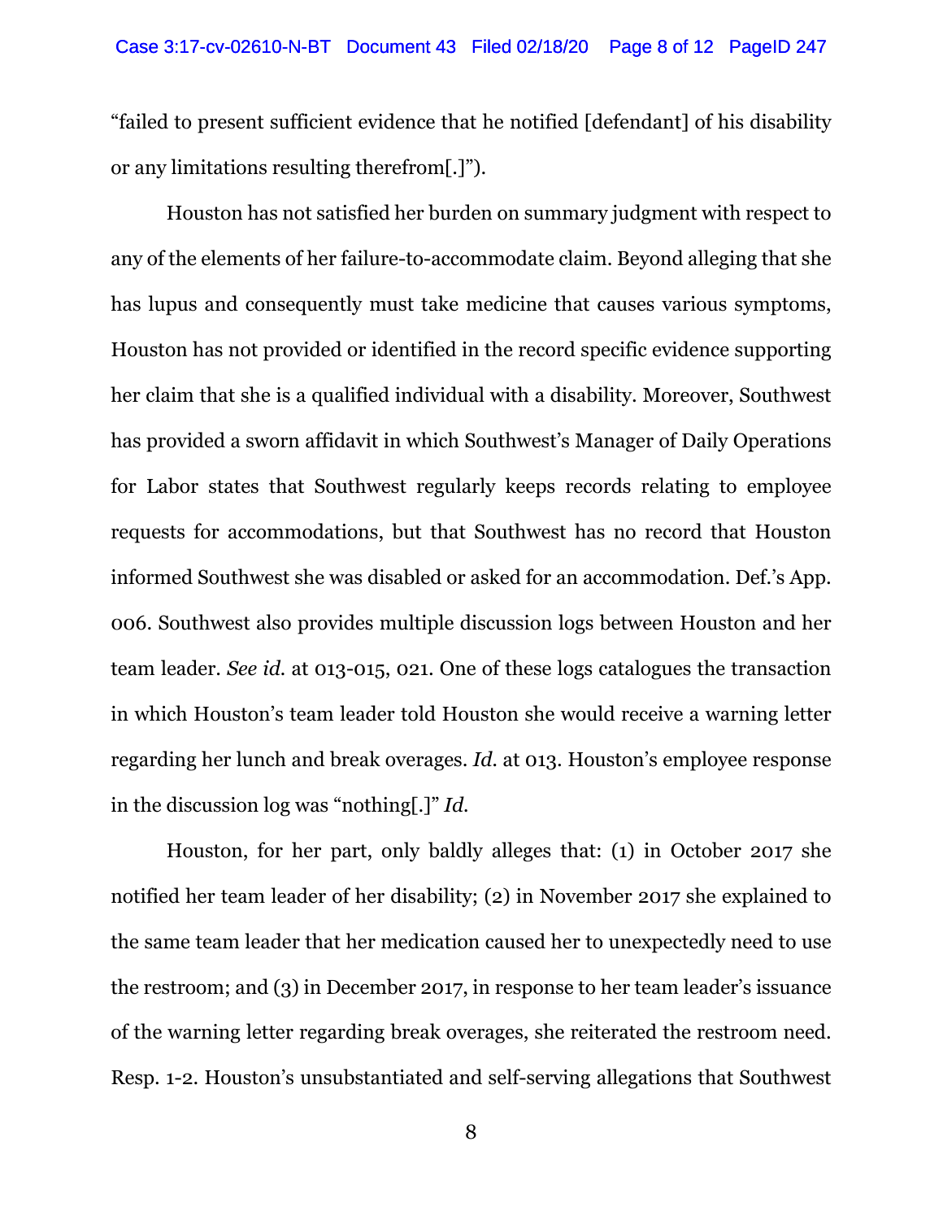"failed to present sufficient evidence that he notified [defendant] of his disability or any limitations resulting therefrom[.]").

Houston has not satisfied her burden on summary judgment with respect to any of the elements of her failure-to-accommodate claim. Beyond alleging that she has lupus and consequently must take medicine that causes various symptoms, Houston has not provided or identified in the record specific evidence supporting her claim that she is a qualified individual with a disability. Moreover, Southwest has provided a sworn affidavit in which Southwest's Manager of Daily Operations for Labor states that Southwest regularly keeps records relating to employee requests for accommodations, but that Southwest has no record that Houston informed Southwest she was disabled or asked for an accommodation. Def.'s App. 006. Southwest also provides multiple discussion logs between Houston and her team leader. *See id.* at 013-015, 021. One of these logs catalogues the transaction in which Houston's team leader told Houston she would receive a warning letter regarding her lunch and break overages. *Id.* at 013. Houston's employee response in the discussion log was "nothing[.]" *Id.*

Houston, for her part, only baldly alleges that: (1) in October 2017 she notified her team leader of her disability; (2) in November 2017 she explained to the same team leader that her medication caused her to unexpectedly need to use the restroom; and (3) in December 2017, in response to her team leader's issuance of the warning letter regarding break overages, she reiterated the restroom need. Resp. 1-2. Houston's unsubstantiated and self-serving allegations that Southwest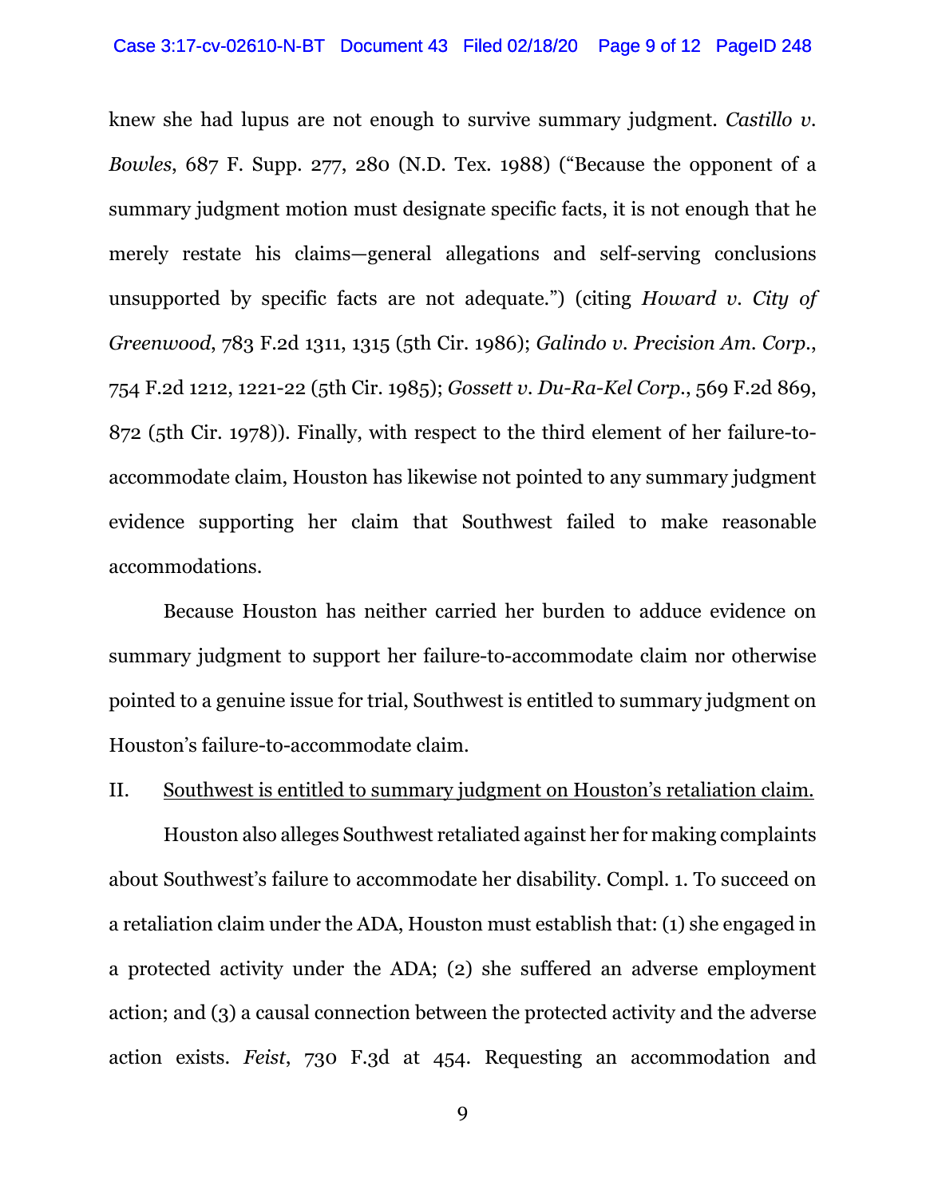knew she had lupus are not enough to survive summary judgment. *Castillo v. Bowles*, 687 F. Supp. 277, 280 (N.D. Tex. 1988) ("Because the opponent of a summary judgment motion must designate specific facts, it is not enough that he merely restate his claims—general allegations and self-serving conclusions unsupported by specific facts are not adequate.") (citing *Howard v. City of Greenwood*, 783 F.2d 1311, 1315 (5th Cir. 1986); *Galindo v. Precision Am. Corp.*, 754 F.2d 1212, 1221-22 (5th Cir. 1985); *Gossett v. Du-Ra-Kel Corp.*, 569 F.2d 869, 872 (5th Cir. 1978)). Finally, with respect to the third element of her failure-to-accommodate claim, Houston has likewise not pointed to any summary judgment evidence supporting her claim that Southwest failed to make reasonable accommodations.

Because Houston has neither carried her burden to adduce evidence on summary judgment to support her failure-to-accommodate claim nor otherwise pointed to a genuine issue for trial, Southwest is entitled to summary judgment on Houston's failure-to-accommodate claim.

## II. Southwest is entitled to summary judgment on Houston's retaliation claim.

Houston also alleges Southwest retaliated against her for making complaints about Southwest's failure to accommodate her disability. Compl. 1. To succeed on a retaliation claim under the ADA, Houston must establish that: (1) she engaged in a protected activity under the ADA; (2) she suffered an adverse employment action; and (3) a causal connection between the protected activity and the adverse action exists. *Feist*, 730 F.3d at 454. Requesting an accommodation and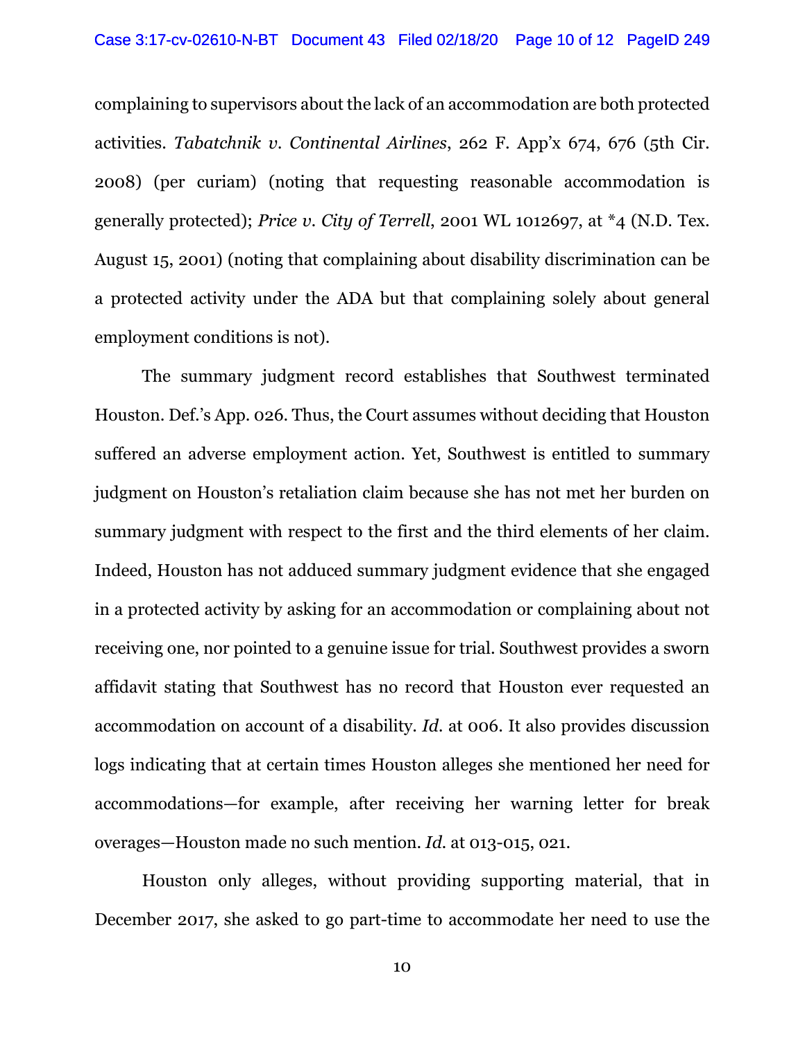complaining to supervisors about the lack of an accommodation are both protected activities. *Tabatchnik v. Continental Airlines*, 262 F. App'x 674, 676 (5th Cir. 2008) (per curiam) (noting that requesting reasonable accommodation is generally protected); *Price v. City of Terrell*, 2001 WL 1012697, at *4 (N.D. Tex. August 15, 2001) (noting that complaining about disability discrimination can be a protected activity under the ADA but that complaining solely about general employment conditions is not).

The summary judgment record establishes that Southwest terminated Houston. Def.'s App. 026. Thus, the Court assumes without deciding that Houston suffered an adverse employment action. Yet, Southwest is entitled to summary judgment on Houston's retaliation claim because she has not met her burden on summary judgment with respect to the first and the third elements of her claim. Indeed, Houston has not adduced summary judgment evidence that she engaged in a protected activity by asking for an accommodation or complaining about not receiving one, nor pointed to a genuine issue for trial. Southwest provides a sworn affidavit stating that Southwest has no record that Houston ever requested an accommodation on account of a disability. *Id.* at 006. It also provides discussion logs indicating that at certain times Houston alleges she mentioned her need for accommodations—for example, after receiving her warning letter for break overages—Houston made no such mention. *Id.* at 013-015, 021.

Houston only alleges, without providing supporting material, that in December 2017, she asked to go part-time to accommodate her need to use the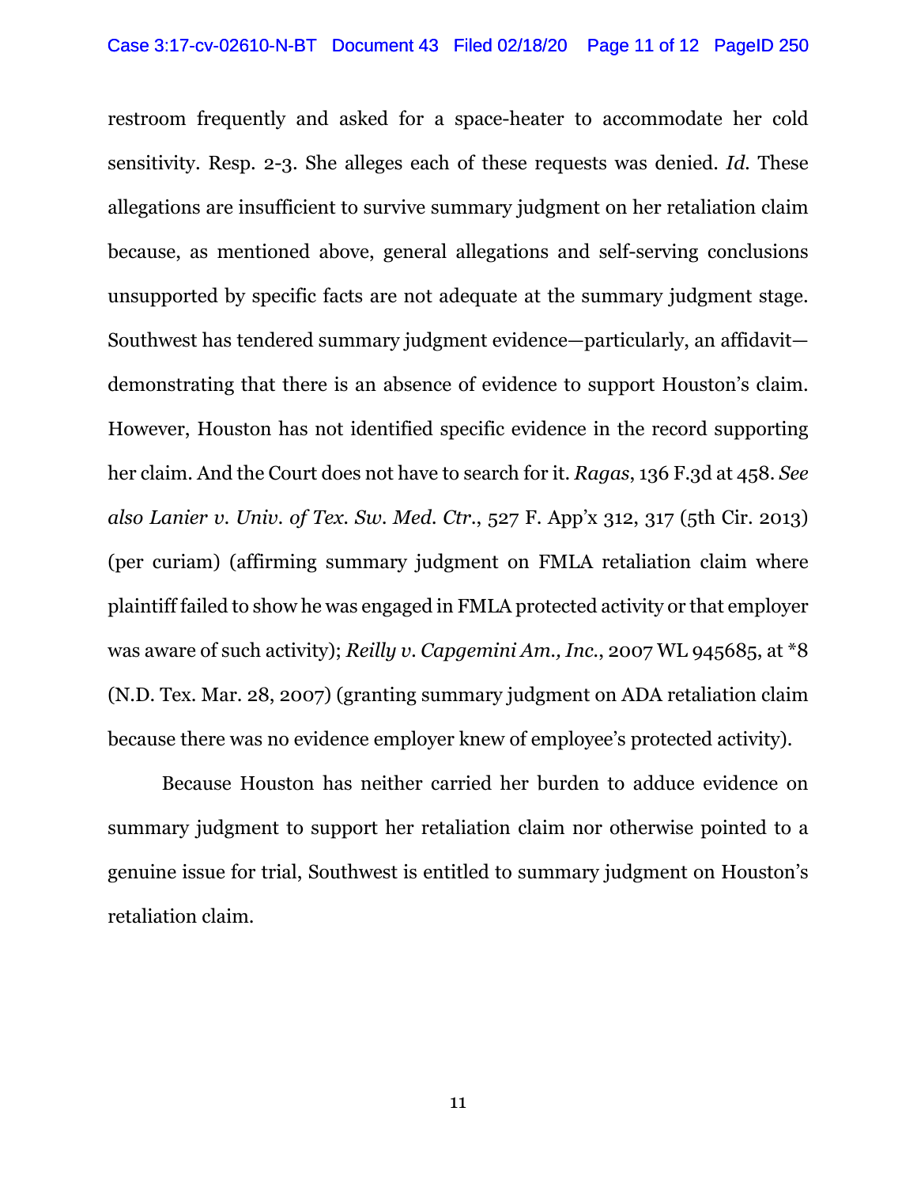restroom frequently and asked for a space-heater to accommodate her cold sensitivity. Resp. 2-3. She alleges each of these requests was denied. *Id.* These allegations are insufficient to survive summary judgment on her retaliation claim because, as mentioned above, general allegations and self-serving conclusions unsupported by specific facts are not adequate at the summary judgment stage. Southwest has tendered summary judgment evidence—particularly, an affidavit—demonstrating that there is an absence of evidence to support Houston's claim. However, Houston has not identified specific evidence in the record supporting her claim. And the Court does not have to search for it. *Ragas*, 136 F.3d at 458. *See also Lanier v. Univ. of Tex. Sw. Med. Ctr.*, 527 F. App'x 312, 317 (5th Cir. 2013) (per curiam) (affirming summary judgment on FMLA retaliation claim where plaintiff failed to show he was engaged in FMLA protected activity or that employer was aware of such activity); *Reilly v. Capgemini Am., Inc.*, 2007 WL 945685, at *8 (N.D. Tex. Mar. 28, 2007) (granting summary judgment on ADA retaliation claim because there was no evidence employer knew of employee's protected activity).

Because Houston has neither carried her burden to adduce evidence on summary judgment to support her retaliation claim nor otherwise pointed to a genuine issue for trial, Southwest is entitled to summary judgment on Houston's retaliation claim.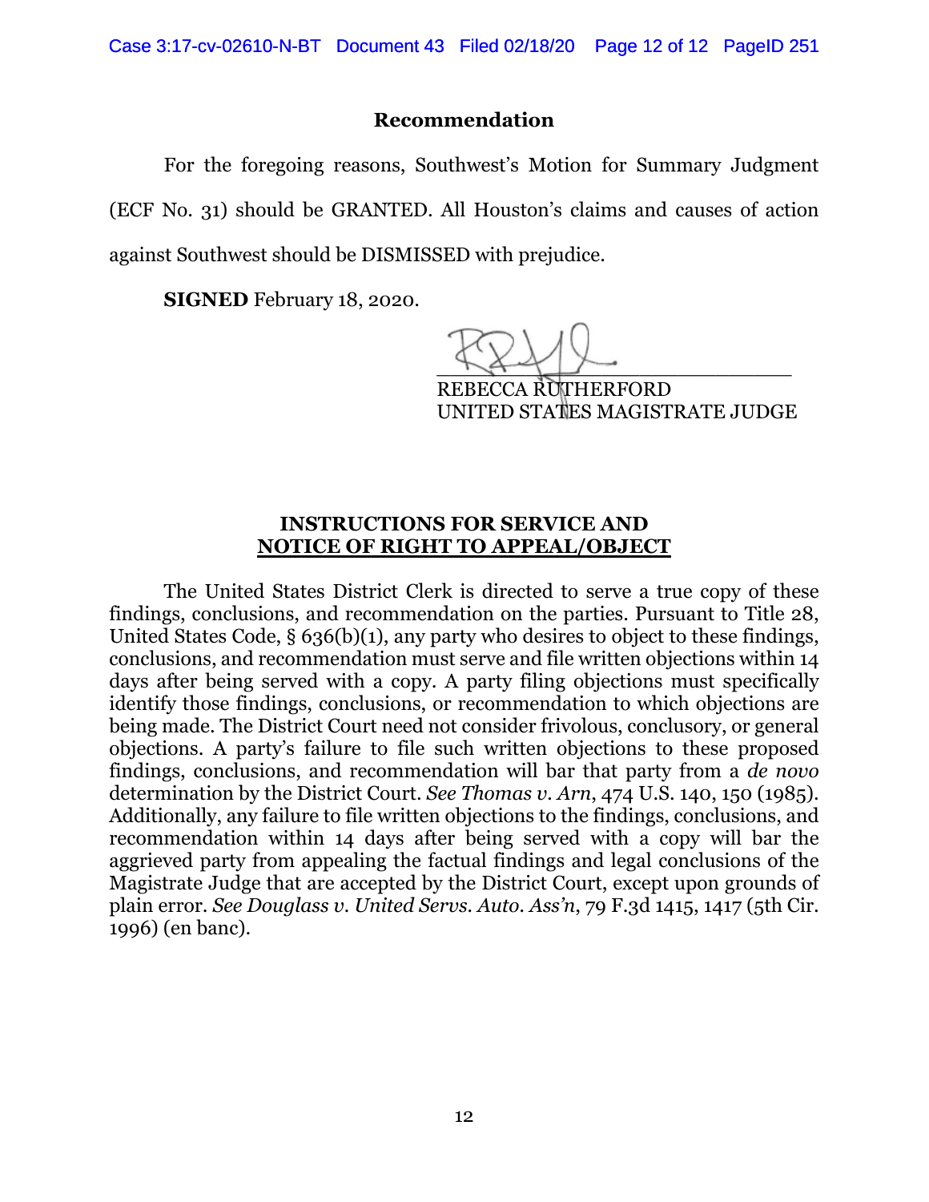## Recommendation

For the foregoing reasons, Southwest's Motion for Summary Judgment (ECF No. 31) should be GRANTED. All Houston's claims and causes of action against Southwest should be DISMISSED with prejudice.

**SIGNED** February 18, 2020.

REBECCA RUTHERFORD
UNITED STATES MAGISTRATE JUDGE

### INSTRUCTIONS FOR SERVICE AND NOTICE OF RIGHT TO APPEAL/OBJECT

The United States District Clerk is directed to serve a true copy of these findings, conclusions, and recommendation on the parties. Pursuant to Title 28, United States Code, § 636(b)(1), any party who desires to object to these findings, conclusions, and recommendation must serve and file written objections within 14 days after being served with a copy. A party filing objections must specifically identify those findings, conclusions, or recommendation to which objections are being made. The District Court need not consider frivolous, conclusory, or general objections. A party's failure to file such written objections to these proposed findings, conclusions, and recommendation will bar that party from a *de novo* determination by the District Court. *See Thomas v. Arn*, 474 U.S. 140, 150 (1985). Additionally, any failure to file written objections to the findings, conclusions, and recommendation within 14 days after being served with a copy will bar the aggrieved party from appealing the factual findings and legal conclusions of the Magistrate Judge that are accepted by the District Court, except upon grounds of plain error. *See Douglass v. United Servs. Auto. Ass'n*, 79 F.3d 1415, 1417 (5th Cir. 1996) (en banc).